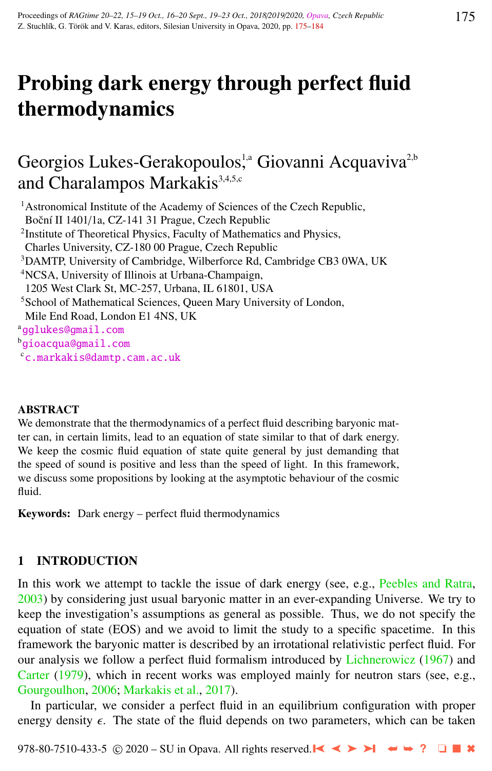# Probing dark energy through perfect fluid thermodynamics

Georgios Lukes-Gerakopoulos,[1,a] Giovanni Acquaviva[2,b] and Charalampos Markakis[3,4,5,c]

[1]Astronomical Institute of the Academy of Sciences of the Czech Republic, Boční II 1401/1a, CZ-141 31 Prague, Czech Republic
[2]Institute of Theoretical Physics, Faculty of Mathematics and Physics, Charles University, CZ-180 00 Prague, Czech Republic
[3]DAMTP, University of Cambridge, Wilberforce Rd, Cambridge CB3 0WA, UK
[4]NCSA, University of Illinois at Urbana-Champaign, 1205 West Clark St, MC-257, Urbana, IL 61801, USA
[5]School of Mathematical Sciences, Queen Mary University of London, Mile End Road, London E1 4NS, UK
[a]gglukes@gmail.com
[b]gioacqua@gmail.com
[c]c.markakis@damtp.cam.ac.uk

## ABSTRACT

We demonstrate that the thermodynamics of a perfect fluid describing baryonic matter can, in certain limits, lead to an equation of state similar to that of dark energy. We keep the cosmic fluid equation of state quite general by just demanding that the speed of sound is positive and less than the speed of light. In this framework, we discuss some propositions by looking at the asymptotic behaviour of the cosmic fluid.

**Keywords:** Dark energy – perfect fluid thermodynamics

## 1 INTRODUCTION

In this work we attempt to tackle the issue of dark energy (see, e.g., Peebles and Ratra, 2003) by considering just usual baryonic matter in an ever-expanding Universe. We try to keep the investigation's assumptions as general as possible. Thus, we do not specify the equation of state (EOS) and we avoid to limit the study to a specific spacetime. In this framework the baryonic matter is described by an irrotational relativistic perfect fluid. For our analysis we follow a perfect fluid formalism introduced by Lichnerowicz (1967) and Carter (1979), which in recent works was employed mainly for neutron stars (see, e.g., Gourgoulhon, 2006; Markakis et al., 2017).

In particular, we consider a perfect fluid in an equilibrium configuration with proper energy density $\epsilon$. The state of the fluid depends on two parameters, which can be taken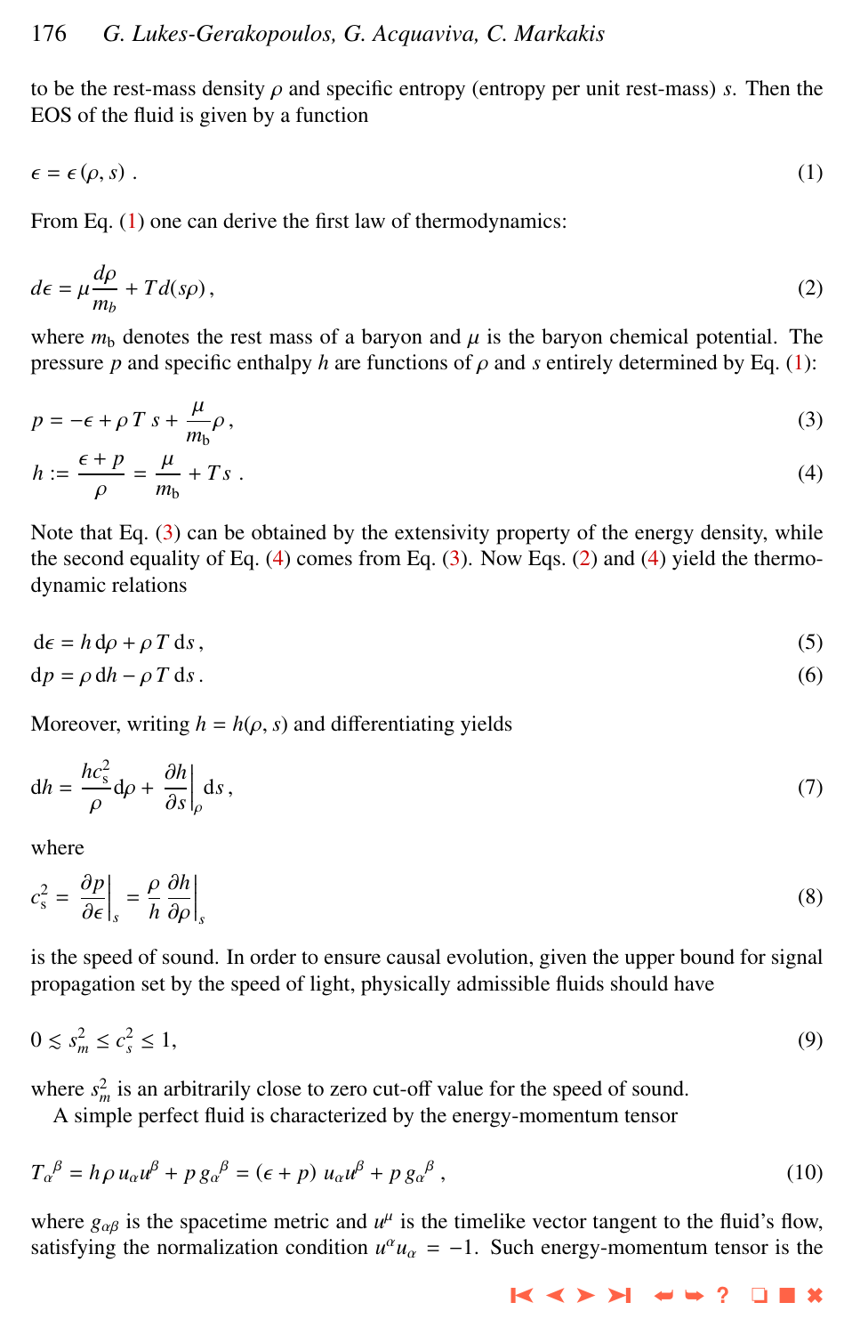to be the rest-mass density $\rho$ and specific entropy (entropy per unit rest-mass) $s$. Then the EOS of the fluid is given by a function

$$\epsilon = \epsilon\,(\rho, s)\ . \tag{1}$$

From Eq. (1) one can derive the first law of thermodynamics:

$$d\epsilon = \mu \frac{d\rho}{m_b} + T\, d(s\rho)\,, \tag{2}$$

where $m_\mathrm{b}$ denotes the rest mass of a baryon and $\mu$ is the baryon chemical potential. The pressure $p$ and specific enthalpy $h$ are functions of $\rho$ and $s$ entirely determined by Eq. (1):

$$p = -\epsilon + \rho\, T\, s + \frac{\mu}{m_\mathrm{b}} \rho\,, \tag{3}$$

$$h := \frac{\epsilon + p}{\rho} = \frac{\mu}{m_\mathrm{b}} + T\, s\ . \tag{4}$$

Note that Eq. (3) can be obtained by the extensivity property of the energy density, while the second equality of Eq. (4) comes from Eq. (3). Now Eqs. (2) and (4) yield the thermodynamic relations

$$\mathrm{d}\epsilon = h\, \mathrm{d}\rho + \rho\, T\, \mathrm{d}s\,, \tag{5}$$

$$\mathrm{d}p = \rho\, \mathrm{d}h - \rho\, T\, \mathrm{d}s\,. \tag{6}$$

Moreover, writing $h = h(\rho, s)$ and differentiating yields

$$\mathrm{d}h = \frac{h c_\mathrm{s}^2}{\rho} \mathrm{d}\rho + \left.\frac{\partial h}{\partial s}\right|_\rho \mathrm{d}s\,, \tag{7}$$

where

$$c_\mathrm{s}^2 = \left.\frac{\partial p}{\partial \epsilon}\right|_s = \frac{\rho}{h} \left.\frac{\partial h}{\partial \rho}\right|_s \tag{8}$$

is the speed of sound. In order to ensure causal evolution, given the upper bound for signal propagation set by the speed of light, physically admissible fluids should have

$$0 \lesssim s_m^2 \leq c_s^2 \leq 1, \tag{9}$$

where $s_m^2$ is an arbitrarily close to zero cut-off value for the speed of sound.

A simple perfect fluid is characterized by the energy-momentum tensor

$$T_\alpha{}^\beta = h\, \rho\, u_\alpha u^\beta + p\, g_\alpha{}^\beta = (\epsilon + p)\, u_\alpha u^\beta + p\, g_\alpha{}^\beta\,, \tag{10}$$

where $g_{\alpha\beta}$ is the spacetime metric and $u^\mu$ is the timelike vector tangent to the fluid's flow, satisfying the normalization condition $u^\alpha u_\alpha = -1$. Such energy-momentum tensor is the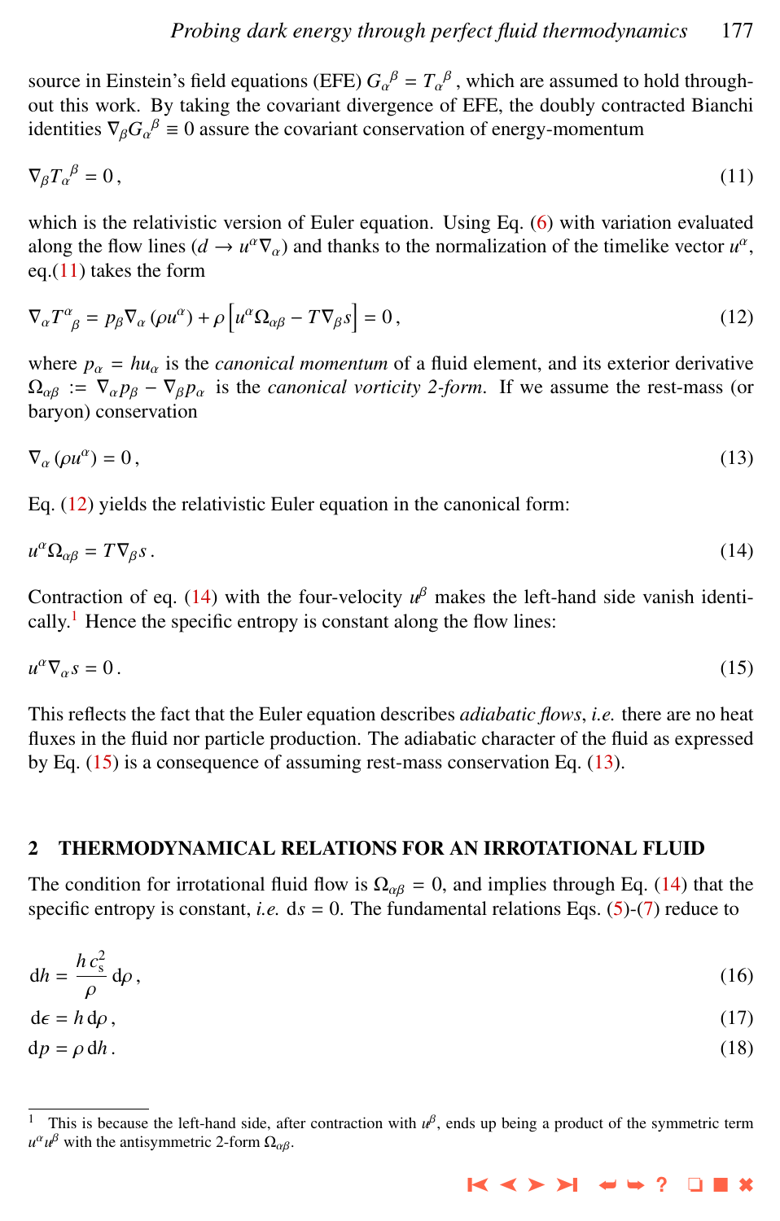source in Einstein's field equations (EFE) $G_\alpha{}^\beta = T_\alpha{}^\beta$ , which are assumed to hold throughout this work. By taking the covariant divergence of EFE, the doubly contracted Bianchi identities $\nabla_\beta G_\alpha{}^\beta \equiv 0$ assure the covariant conservation of energy-momentum

$$\nabla_\beta T_\alpha{}^\beta = 0 \,, \tag{11}$$

which is the relativistic version of Euler equation. Using Eq. (6) with variation evaluated along the flow lines ($d \rightarrow u^\alpha \nabla_\alpha$) and thanks to the normalization of the timelike vector $u^\alpha$, eq.(11) takes the form

$$\nabla_\alpha T^\alpha{}_\beta = p_\beta \nabla_\alpha \left(\rho u^\alpha\right) + \rho \left[ u^\alpha \Omega_{\alpha\beta} - T \nabla_\beta s \right] = 0 \,, \tag{12}$$

where $p_\alpha = h u_\alpha$ is the *canonical momentum* of a fluid element, and its exterior derivative $\Omega_{\alpha\beta} := \nabla_\alpha p_\beta - \nabla_\beta p_\alpha$ is the *canonical vorticity 2-form*. If we assume the rest-mass (or baryon) conservation

$$\nabla_\alpha \left(\rho u^\alpha\right) = 0 \,, \tag{13}$$

Eq. (12) yields the relativistic Euler equation in the canonical form:

$$u^\alpha \Omega_{\alpha\beta} = T \nabla_\beta s \,. \tag{14}$$

Contraction of eq. (14) with the four-velocity $u^\beta$ makes the left-hand side vanish identically.[1] Hence the specific entropy is constant along the flow lines:

$$u^\alpha \nabla_\alpha s = 0 \,. \tag{15}$$

This reflects the fact that the Euler equation describes *adiabatic flows*, *i.e.* there are no heat fluxes in the fluid nor particle production. The adiabatic character of the fluid as expressed by Eq. (15) is a consequence of assuming rest-mass conservation Eq. (13).

## 2 THERMODYNAMICAL RELATIONS FOR AN IRROTATIONAL FLUID

The condition for irrotational fluid flow is $\Omega_{\alpha\beta} = 0$, and implies through Eq. (14) that the specific entropy is constant, *i.e.* $\mathrm{d}s = 0$. The fundamental relations Eqs. (5)-(7) reduce to

$$\mathrm{d}h = \frac{h\, c_s^2}{\rho}\, \mathrm{d}\rho \,, \tag{16}$$

$$\mathrm{d}\epsilon = h\, \mathrm{d}\rho \,, \tag{17}$$

$$\mathrm{d}p = \rho\, \mathrm{d}h \,. \tag{18}$$

[1] This is because the left-hand side, after contraction with $u^\beta$, ends up being a product of the symmetric term $u^\alpha u^\beta$ with the antisymmetric 2-form $\Omega_{\alpha\beta}$.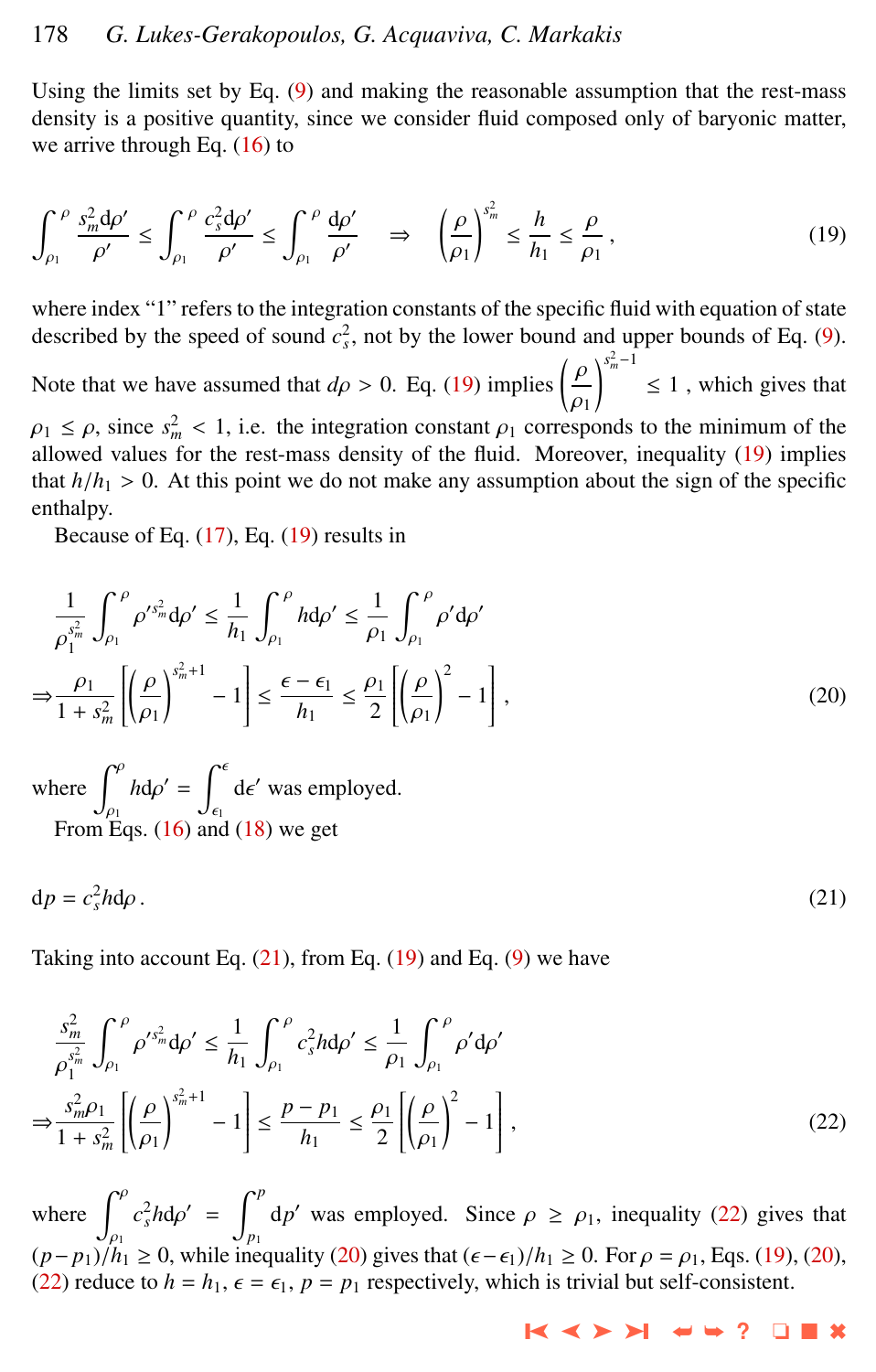Using the limits set by Eq. (9) and making the reasonable assumption that the rest-mass density is a positive quantity, since we consider fluid composed only of baryonic matter, we arrive through Eq. (16) to

$$\int_{\rho_1}^{\rho} \frac{s_m^2 \mathrm{d}\rho'}{\rho'} \leq \int_{\rho_1}^{\rho} \frac{c_s^2 \mathrm{d}\rho'}{\rho'} \leq \int_{\rho_1}^{\rho} \frac{\mathrm{d}\rho'}{\rho'} \quad \Rightarrow \quad \left(\frac{\rho}{\rho_1}\right)^{s_m^2} \leq \frac{h}{h_1} \leq \frac{\rho}{\rho_1}\,, \tag{19}$$

where index "1" refers to the integration constants of the specific fluid with equation of state described by the speed of sound $c_s^2$, not by the lower bound and upper bounds of Eq. (9). Note that we have assumed that $d\rho > 0$. Eq. (19) implies $\left(\frac{\rho}{\rho_1}\right)^{s_m^2-1} \leq 1$ , which gives that $\rho_1 \leq \rho$, since $s_m^2 < 1$, i.e. the integration constant $\rho_1$ corresponds to the minimum of the allowed values for the rest-mass density of the fluid. Moreover, inequality (19) implies that $h/h_1 > 0$. At this point we do not make any assumption about the sign of the specific enthalpy.

Because of Eq. (17), Eq. (19) results in

$$\begin{aligned} &\frac{1}{\rho_1^{s_m^2}} \int_{\rho_1}^{\rho} \rho'^{s_m^2} \mathrm{d}\rho' \leq \frac{1}{h_1} \int_{\rho_1}^{\rho} h \mathrm{d}\rho' \leq \frac{1}{\rho_1} \int_{\rho_1}^{\rho} \rho' \mathrm{d}\rho' \\ &\Rightarrow \frac{\rho_1}{1+s_m^2}\left[\left(\frac{\rho}{\rho_1}\right)^{s_m^2+1} - 1\right] \leq \frac{\epsilon - \epsilon_1}{h_1} \leq \frac{\rho_1}{2}\left[\left(\frac{\rho}{\rho_1}\right)^{2} - 1\right]\,, \end{aligned} \tag{20}$$

where $\int_{\rho_1}^{\rho} h \mathrm{d}\rho' = \int_{\epsilon_1}^{\epsilon} \mathrm{d}\epsilon'$ was employed.

From Eqs. (16) and (18) we get

$$\mathrm{d}p = c_s^2 h \mathrm{d}\rho\,. \tag{21}$$

Taking into account Eq. (21), from Eq. (19) and Eq. (9) we have

$$\begin{aligned} &\frac{s_m^2}{\rho_1^{s_m^2}} \int_{\rho_1}^{\rho} \rho'^{s_m^2} \mathrm{d}\rho' \leq \frac{1}{h_1} \int_{\rho_1}^{\rho} c_s^2 h \mathrm{d}\rho' \leq \frac{1}{\rho_1} \int_{\rho_1}^{\rho} \rho' \mathrm{d}\rho' \\ &\Rightarrow \frac{s_m^2 \rho_1}{1+s_m^2}\left[\left(\frac{\rho}{\rho_1}\right)^{s_m^2+1} - 1\right] \leq \frac{p - p_1}{h_1} \leq \frac{\rho_1}{2}\left[\left(\frac{\rho}{\rho_1}\right)^{2} - 1\right]\,, \end{aligned} \tag{22}$$

where $\int_{\rho_1}^{\rho} c_s^2 h \mathrm{d}\rho' = \int_{p_1}^{p} \mathrm{d}p'$ was employed. Since $\rho \geq \rho_1$, inequality (22) gives that $(p - p_1)/h_1 \geq 0$, while inequality (20) gives that $(\epsilon - \epsilon_1)/h_1 \geq 0$. For $\rho = \rho_1$, Eqs. (19), (20), (22) reduce to $h = h_1$, $\epsilon = \epsilon_1$, $p = p_1$ respectively, which is trivial but self-consistent.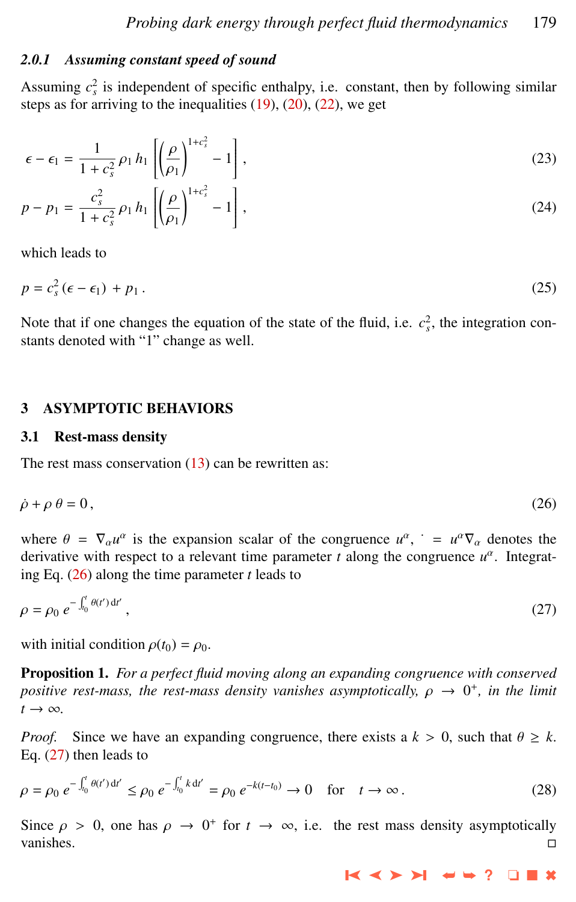### 2.0.1 *Assuming constant speed of sound*

Assuming $c_s^2$ is independent of specific enthalpy, i.e. constant, then by following similar steps as for arriving to the inequalities (19), (20), (22), we get

$$\epsilon - \epsilon_1 = \frac{1}{1+c_s^2}\, \rho_1\, h_1 \left[ \left( \frac{\rho}{\rho_1} \right)^{1+c_s^2} - 1 \right], \tag{23}$$

$$p - p_1 = \frac{c_s^2}{1+c_s^2}\, \rho_1\, h_1 \left[ \left( \frac{\rho}{\rho_1} \right)^{1+c_s^2} - 1 \right], \tag{24}$$

which leads to

$$p = c_s^2\,(\epsilon - \epsilon_1) + p_1\,. \tag{25}$$

Note that if one changes the equation of the state of the fluid, i.e. $c_s^2$, the integration constants denoted with "1" change as well.

## 3 ASYMPTOTIC BEHAVIORS

### 3.1 Rest-mass density

The rest mass conservation (13) can be rewritten as:

$$\dot{\rho} + \rho\,\theta = 0\,, \tag{26}$$

where $\theta = \nabla_\alpha u^\alpha$ is the expansion scalar of the congruence $u^\alpha$, $\dot{} = u^\alpha \nabla_\alpha$ denotes the derivative with respect to a relevant time parameter $t$ along the congruence $u^\alpha$. Integrating Eq. (26) along the time parameter $t$ leads to

$$\rho = \rho_0\, e^{-\int_{t_0}^{t} \theta(t')\,\mathrm{d}t'}\,, \tag{27}$$

with initial condition $\rho(t_0) = \rho_0$.

**Proposition 1.** *For a perfect fluid moving along an expanding congruence with conserved positive rest-mass, the rest-mass density vanishes asymptotically, $\rho \to 0^+$, in the limit $t \to \infty$.*

*Proof.* Since we have an expanding congruence, there exists a $k > 0$, such that $\theta \geq k$. Eq. (27) then leads to

$$\rho = \rho_0\, e^{-\int_{t_0}^{t} \theta(t')\,\mathrm{d}t'} \leq \rho_0\, e^{-\int_{t_0}^{t} k\,\mathrm{d}t'} = \rho_0\, e^{-k(t-t_0)} \to 0 \quad \text{for} \quad t \to \infty\,. \tag{28}$$

Since $\rho > 0$, one has $\rho \to 0^+$ for $t \to \infty$, i.e. the rest mass density asymptotically vanishes. □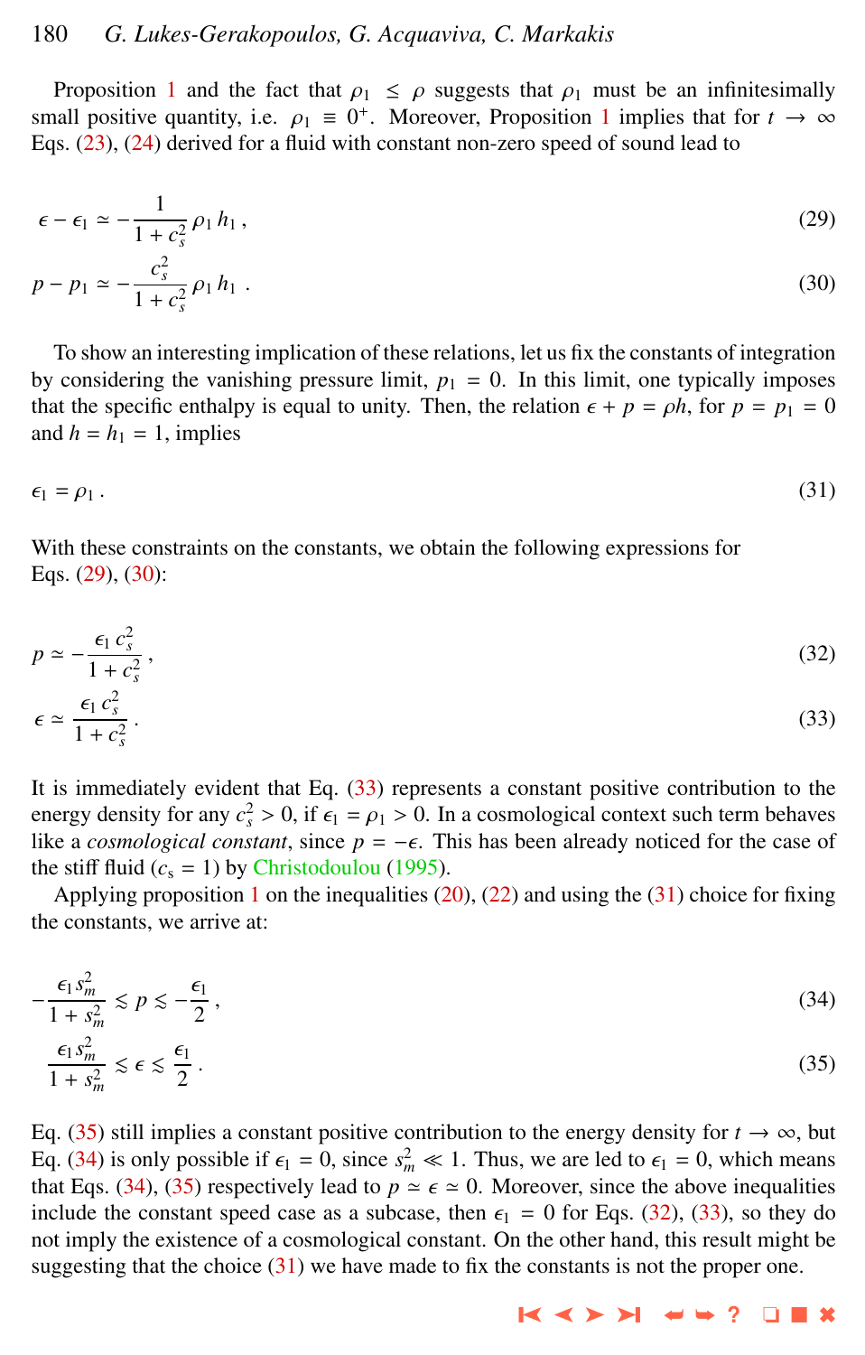Proposition 1 and the fact that $\rho_1 \leq \rho$ suggests that $\rho_1$ must be an infinitesimally small positive quantity, i.e. $\rho_1 \equiv 0^+$. Moreover, Proposition 1 implies that for $t \to \infty$ Eqs. (23), (24) derived for a fluid with constant non-zero speed of sound lead to

$$\epsilon - \epsilon_1 \simeq -\frac{1}{1+c_s^2}\,\rho_1\, h_1\,, \tag{29}$$

$$p - p_1 \simeq -\frac{c_s^2}{1+c_s^2}\,\rho_1\, h_1\,. \tag{30}$$

To show an interesting implication of these relations, let us fix the constants of integration by considering the vanishing pressure limit, $p_1 = 0$. In this limit, one typically imposes that the specific enthalpy is equal to unity. Then, the relation $\epsilon + p = \rho h$, for $p = p_1 = 0$ and $h = h_1 = 1$, implies

$$\epsilon_1 = \rho_1\,. \tag{31}$$

With these constraints on the constants, we obtain the following expressions for Eqs. (29), (30):

$$p \simeq -\frac{\epsilon_1\, c_s^2}{1+c_s^2}\,, \tag{32}$$

$$\epsilon \simeq \frac{\epsilon_1\, c_s^2}{1+c_s^2}\,. \tag{33}$$

It is immediately evident that Eq. (33) represents a constant positive contribution to the energy density for any $c_s^2 > 0$, if $\epsilon_1 = \rho_1 > 0$. In a cosmological context such term behaves like a *cosmological constant*, since $p = -\epsilon$. This has been already noticed for the case of the stiff fluid ($c_s = 1$) by Christodoulou (1995).

Applying proposition 1 on the inequalities (20), (22) and using the (31) choice for fixing the constants, we arrive at:

$$-\frac{\epsilon_1\, s_m^2}{1+s_m^2} \lesssim p \lesssim -\frac{\epsilon_1}{2}\,, \tag{34}$$

$$\frac{\epsilon_1\, s_m^2}{1+s_m^2} \lesssim \epsilon \lesssim \frac{\epsilon_1}{2}\,. \tag{35}$$

Eq. (35) still implies a constant positive contribution to the energy density for $t \to \infty$, but Eq. (34) is only possible if $\epsilon_1 = 0$, since $s_m^2 \ll 1$. Thus, we are led to $\epsilon_1 = 0$, which means that Eqs. (34), (35) respectively lead to $p \simeq \epsilon \simeq 0$. Moreover, since the above inequalities include the constant speed case as a subcase, then $\epsilon_1 = 0$ for Eqs. (32), (33), so they do not imply the existence of a cosmological constant. On the other hand, this result might be suggesting that the choice (31) we have made to fix the constants is not the proper one.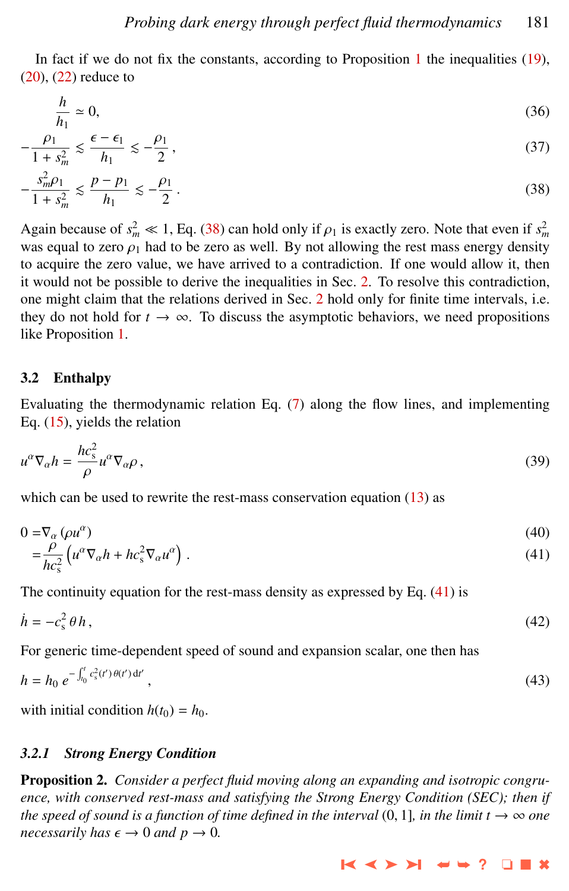In fact if we do not fix the constants, according to Proposition 1 the inequalities (19), (20), (22) reduce to

$$\frac{h}{h_1} \simeq 0, \tag{36}$$

$$-\frac{\rho_1}{1+s_m^2} \lesssim \frac{\epsilon - \epsilon_1}{h_1} \lesssim -\frac{\rho_1}{2}, \tag{37}$$

$$-\frac{s_m^2 \rho_1}{1+s_m^2} \lesssim \frac{p - p_1}{h_1} \lesssim -\frac{\rho_1}{2}. \tag{38}$$

Again because of $s_m^2 \ll 1$, Eq. (38) can hold only if $\rho_1$ is exactly zero. Note that even if $s_m^2$ was equal to zero $\rho_1$ had to be zero as well. By not allowing the rest mass energy density to acquire the zero value, we have arrived to a contradiction. If one would allow it, then it would not be possible to derive the inequalities in Sec. 2. To resolve this contradiction, one might claim that the relations derived in Sec. 2 hold only for finite time intervals, i.e. they do not hold for $t \to \infty$. To discuss the asymptotic behaviors, we need propositions like Proposition 1.

## 3.2 Enthalpy

Evaluating the thermodynamic relation Eq. (7) along the flow lines, and implementing Eq. (15), yields the relation

$$u^\alpha \nabla_\alpha h = \frac{h c_s^2}{\rho} u^\alpha \nabla_\alpha \rho, \tag{39}$$

which can be used to rewrite the rest-mass conservation equation (13) as

$$0 = \nabla_\alpha \left( \rho u^\alpha \right) \tag{40}$$

$$= \frac{\rho}{h c_s^2} \left( u^\alpha \nabla_\alpha h + h c_s^2 \nabla_\alpha u^\alpha \right). \tag{41}$$

The continuity equation for the rest-mass density as expressed by Eq. (41) is

$$\dot{h} = -c_s^2 \, \theta \, h, \tag{42}$$

For generic time-dependent speed of sound and expansion scalar, one then has

$$h = h_0 \, e^{-\int_{t_0}^{t} c_s^2(t') \, \theta(t') \, \mathrm{d}t'}, \tag{43}$$

with initial condition $h(t_0) = h_0$.

### 3.2.1 Strong Energy Condition

**Proposition 2.** *Consider a perfect fluid moving along an expanding and isotropic congruence, with conserved rest-mass and satisfying the Strong Energy Condition (SEC); then if the speed of sound is a function of time defined in the interval* $(0, 1]$*, in the limit* $t \to \infty$ *one necessarily has* $\epsilon \to 0$ *and* $p \to 0$*.*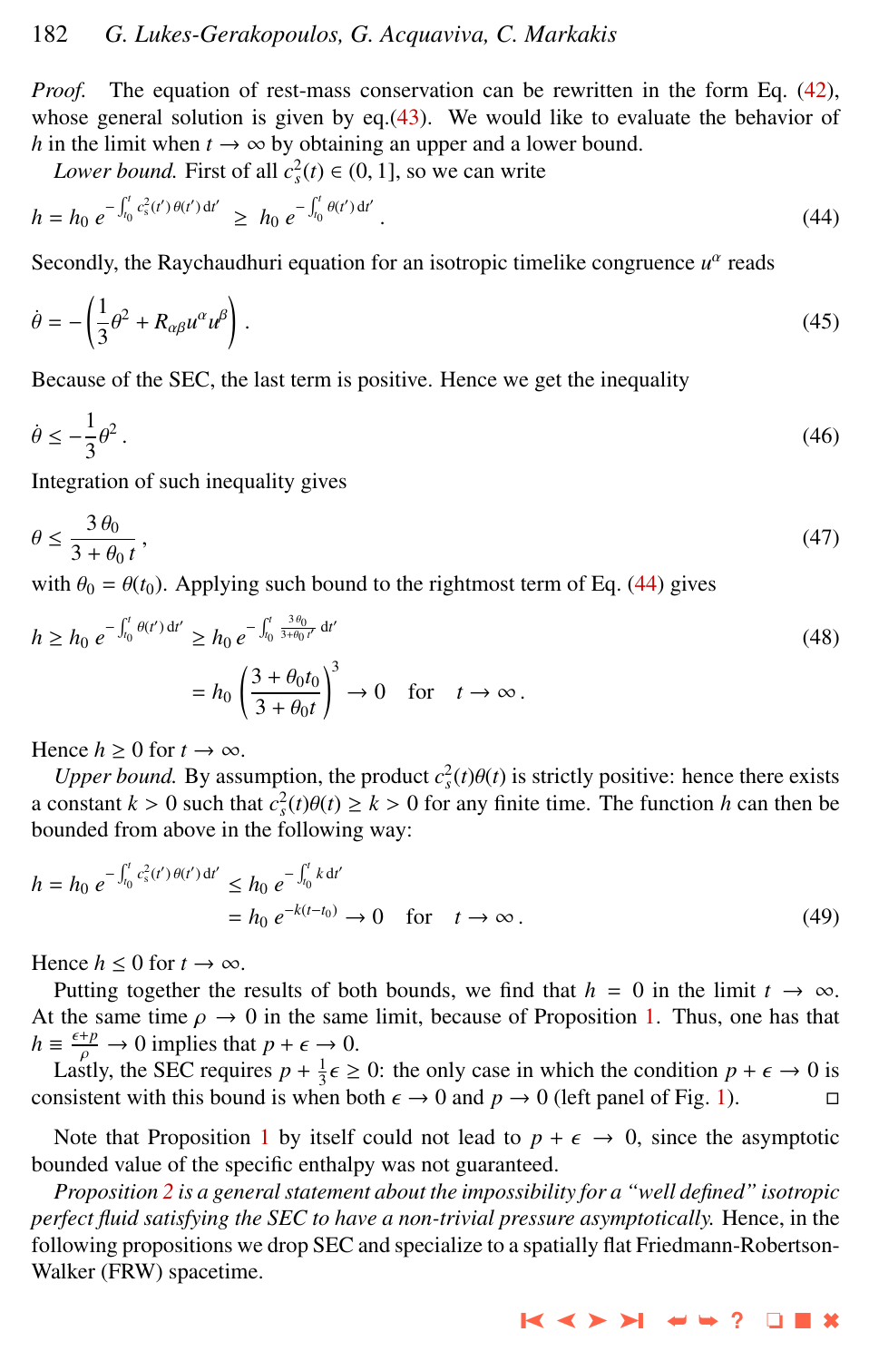*Proof.* The equation of rest-mass conservation can be rewritten in the form Eq. (42), whose general solution is given by eq.(43). We would like to evaluate the behavior of $h$ in the limit when $t \to \infty$ by obtaining an upper and a lower bound.

*Lower bound.* First of all $c_s^2(t) \in (0, 1]$, so we can write

$$h = h_0 \, e^{-\int_{t_0}^{t} c_s^2(t')\,\theta(t')\,\mathrm{d}t'} \;\geq\; h_0 \, e^{-\int_{t_0}^{t} \theta(t')\,\mathrm{d}t'} \,. \tag{44}$$

Secondly, the Raychaudhuri equation for an isotropic timelike congruence $u^\alpha$ reads

$$\dot{\theta} = -\left(\frac{1}{3}\theta^2 + R_{\alpha\beta}u^\alpha u^\beta\right) . \tag{45}$$

Because of the SEC, the last term is positive. Hence we get the inequality

$$\dot{\theta} \leq -\frac{1}{3}\theta^2 \,. \tag{46}$$

Integration of such inequality gives

$$\theta \leq \frac{3\,\theta_0}{3 + \theta_0\, t} \,, \tag{47}$$

with $\theta_0 = \theta(t_0)$. Applying such bound to the rightmost term of Eq. (44) gives

$$\begin{aligned} h \geq h_0 \, e^{-\int_{t_0}^{t} \theta(t')\,\mathrm{d}t'} &\geq h_0 \, e^{-\int_{t_0}^{t} \frac{3\theta_0}{3+\theta_0 t'}\,\mathrm{d}t'} \\ &= h_0 \left(\frac{3+\theta_0 t_0}{3+\theta_0 t}\right)^3 \to 0 \quad \text{for} \quad t \to \infty \,. \end{aligned} \tag{48}$$

Hence $h \geq 0$ for $t \to \infty$.

*Upper bound.* By assumption, the product $c_s^2(t)\theta(t)$ is strictly positive: hence there exists a constant $k > 0$ such that $c_s^2(t)\theta(t) \geq k > 0$ for any finite time. The function $h$ can then be bounded from above in the following way:

$$\begin{aligned} h = h_0 \, e^{-\int_{t_0}^{t} c_s^2(t')\,\theta(t')\,\mathrm{d}t'} &\leq h_0 \, e^{-\int_{t_0}^{t} k\,\mathrm{d}t'} \\ &= h_0 \, e^{-k(t-t_0)} \to 0 \quad \text{for} \quad t \to \infty \,. \end{aligned} \tag{49}$$

Hence $h \leq 0$ for $t \to \infty$.

Putting together the results of both bounds, we find that $h = 0$ in the limit $t \to \infty$. At the same time $\rho \to 0$ in the same limit, because of Proposition 1. Thus, one has that $h \equiv \frac{\epsilon+p}{\rho} \to 0$ implies that $p + \epsilon \to 0$.

Lastly, the SEC requires $p + \frac{1}{3}\epsilon \geq 0$: the only case in which the condition $p + \epsilon \to 0$ is consistent with this bound is when both $\epsilon \to 0$ and $p \to 0$ (left panel of Fig. 1). ◻

Note that Proposition 1 by itself could not lead to $p + \epsilon \to 0$, since the asymptotic bounded value of the specific enthalpy was not guaranteed.

*Proposition 2 is a general statement about the impossibility for a "well defined" isotropic perfect fluid satisfying the SEC to have a non-trivial pressure asymptotically.* Hence, in the following propositions we drop SEC and specialize to a spatially flat Friedmann-Robertson-Walker (FRW) spacetime.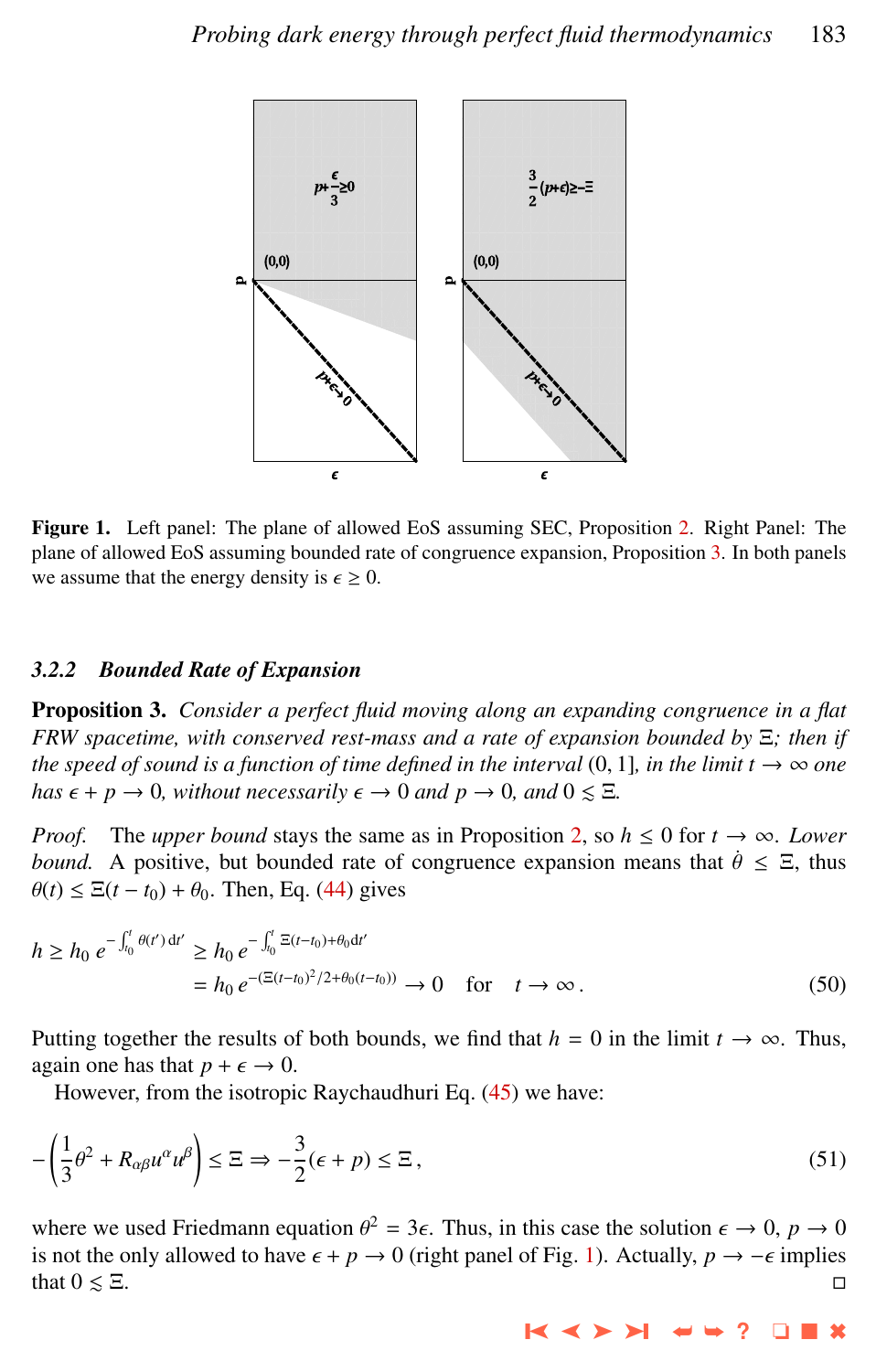$p+\frac{\epsilon}{3}\geq 0$

(0,0)

p

$p+\epsilon\to 0$

$\epsilon$

$\frac{3}{2}(p+\epsilon)\geq -\Xi$

(0,0)

p

$p+\epsilon\to 0$

$\epsilon$

**Figure 1.** Left panel: The plane of allowed EoS assuming SEC, Proposition 2. Right Panel: The plane of allowed EoS assuming bounded rate of congruence expansion, Proposition 3. In both panels we assume that the energy density is $\epsilon \geq 0$.

### 3.2.2 *Bounded Rate of Expansion*

**Proposition 3.** *Consider a perfect fluid moving along an expanding congruence in a flat FRW spacetime, with conserved rest-mass and a rate of expansion bounded by $\Xi$; then if the speed of sound is a function of time defined in the interval $(0, 1]$, in the limit $t \to \infty$ one has $\epsilon + p \to 0$, without necessarily $\epsilon \to 0$ and $p \to 0$, and $0 \lesssim \Xi$.*

*Proof.* The *upper bound* stays the same as in Proposition 2, so $h \leq 0$ for $t \to \infty$. *Lower bound.* A positive, but bounded rate of congruence expansion means that $\dot{\theta} \leq \Xi$, thus $\theta(t) \leq \Xi(t - t_0) + \theta_0$. Then, Eq. (44) gives

$$
\begin{aligned}
h \geq h_0\, e^{-\int_{t_0}^{t} \theta(t')\, \mathrm{d}t'} &\geq h_0\, e^{-\int_{t_0}^{t} \Xi(t-t_0)+\theta_0 \mathrm{d}t'} \\
&= h_0\, e^{-(\Xi(t-t_0)^2/2+\theta_0(t-t_0))} \to 0 \quad \text{for} \quad t \to \infty\,. \qquad (50)
\end{aligned}
$$

Putting together the results of both bounds, we find that $h = 0$ in the limit $t \to \infty$. Thus, again one has that $p + \epsilon \to 0$.

However, from the isotropic Raychaudhuri Eq. (45) we have:

$$
-\left(\frac{1}{3}\theta^2 + R_{\alpha\beta}u^\alpha u^\beta\right) \leq \Xi \Rightarrow -\frac{3}{2}(\epsilon + p) \leq \Xi\,, \qquad (51)
$$

where we used Friedmann equation $\theta^2 = 3\epsilon$. Thus, in this case the solution $\epsilon \to 0$, $p \to 0$ is not the only allowed to have $\epsilon + p \to 0$ (right panel of Fig. 1). Actually, $p \to -\epsilon$ implies that $0 \lesssim \Xi$. □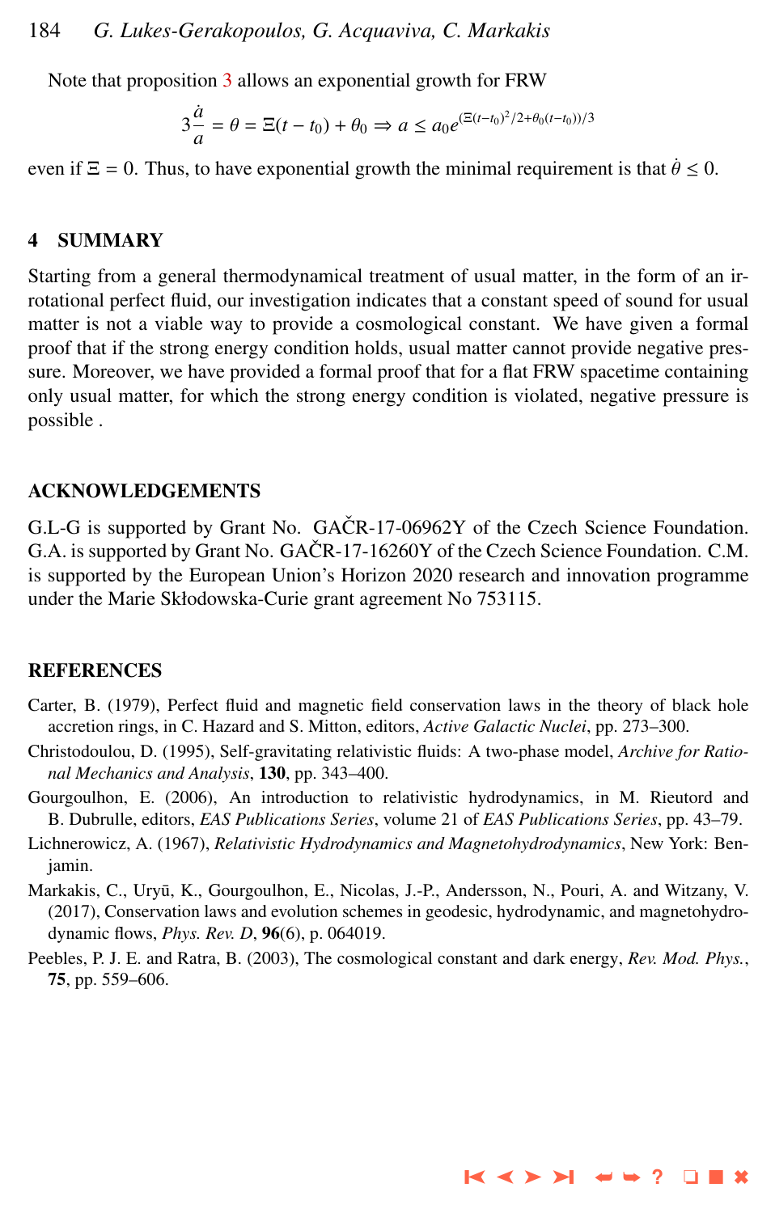Note that proposition 3 allows an exponential growth for FRW

$$3\frac{\dot{a}}{a} = \theta = \Xi(t - t_0) + \theta_0 \Rightarrow a \le a_0 e^{(\Xi(t-t_0)^2/2+\theta_0(t-t_0))/3}$$

even if $\Xi = 0$. Thus, to have exponential growth the minimal requirement is that $\dot{\theta} \le 0$.

## 4 SUMMARY

Starting from a general thermodynamical treatment of usual matter, in the form of an irrotational perfect fluid, our investigation indicates that a constant speed of sound for usual matter is not a viable way to provide a cosmological constant. We have given a formal proof that if the strong energy condition holds, usual matter cannot provide negative pressure. Moreover, we have provided a formal proof that for a flat FRW spacetime containing only usual matter, for which the strong energy condition is violated, negative pressure is possible .

## ACKNOWLEDGEMENTS

G.L-G is supported by Grant No. GAČR-17-06962Y of the Czech Science Foundation. G.A. is supported by Grant No. GAČR-17-16260Y of the Czech Science Foundation. C.M. is supported by the European Union's Horizon 2020 research and innovation programme under the Marie Skłodowska-Curie grant agreement No 753115.

## REFERENCES

Carter, B. (1979), Perfect fluid and magnetic field conservation laws in the theory of black hole accretion rings, in C. Hazard and S. Mitton, editors, *Active Galactic Nuclei*, pp. 273–300.

Christodoulou, D. (1995), Self-gravitating relativistic fluids: A two-phase model, *Archive for Rational Mechanics and Analysis*, **130**, pp. 343–400.

Gourgoulhon, E. (2006), An introduction to relativistic hydrodynamics, in M. Rieutord and B. Dubrulle, editors, *EAS Publications Series*, volume 21 of *EAS Publications Series*, pp. 43–79.

Lichnerowicz, A. (1967), *Relativistic Hydrodynamics and Magnetohydrodynamics*, New York: Benjamin.

Markakis, C., Uryū, K., Gourgoulhon, E., Nicolas, J.-P., Andersson, N., Pouri, A. and Witzany, V. (2017), Conservation laws and evolution schemes in geodesic, hydrodynamic, and magnetohydrodynamic flows, *Phys. Rev. D*, **96**(6), p. 064019.

Peebles, P. J. E. and Ratra, B. (2003), The cosmological constant and dark energy, *Rev. Mod. Phys.*, **75**, pp. 559–606.